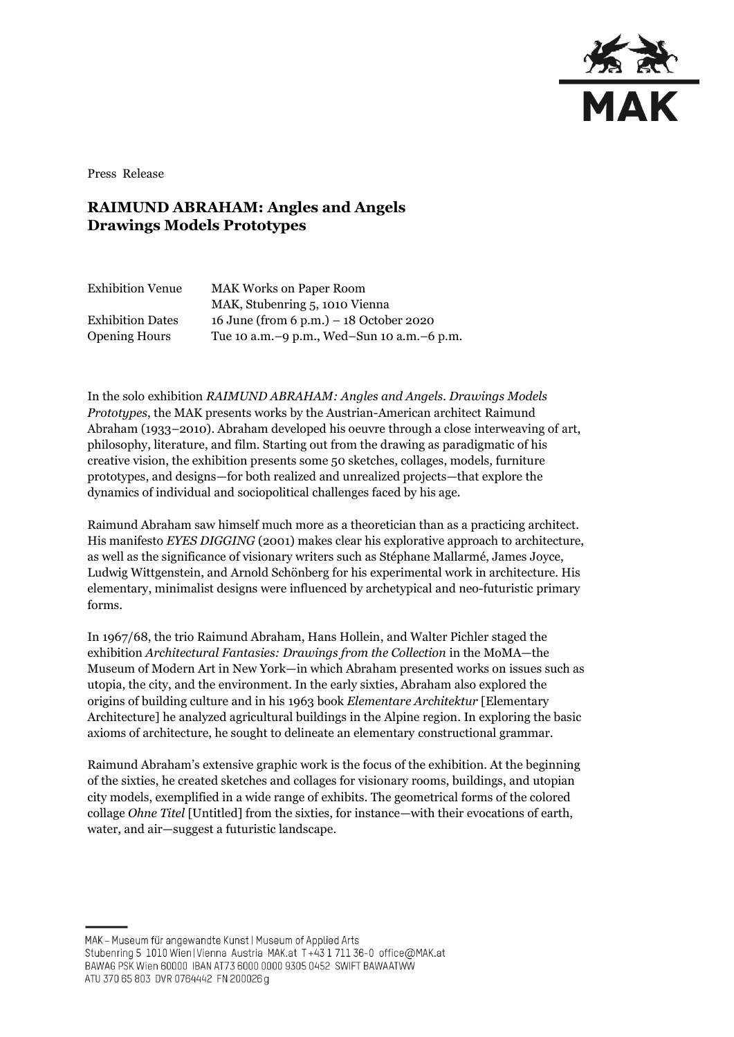Press Release

# RAIMUND ABRAHAM: Angles and Angels Drawings Models Prototypes

| | |
|---|---|
| Exhibition Venue | MAK Works on Paper Room<br>MAK, Stubenring 5, 1010 Vienna |
| Exhibition Dates | 16 June (from 6 p.m.) – 18 October 2020 |
| Opening Hours | Tue 10 a.m.–9 p.m., Wed–Sun 10 a.m.–6 p.m. |

In the solo exhibition *RAIMUND ABRAHAM: Angles and Angels. Drawings Models Prototypes*, the MAK presents works by the Austrian-American architect Raimund Abraham (1933–2010). Abraham developed his oeuvre through a close interweaving of art, philosophy, literature, and film. Starting out from the drawing as paradigmatic of his creative vision, the exhibition presents some 50 sketches, collages, models, furniture prototypes, and designs—for both realized and unrealized projects—that explore the dynamics of individual and sociopolitical challenges faced by his age.

Raimund Abraham saw himself much more as a theoretician than as a practicing architect. His manifesto *EYES DIGGING* (2001) makes clear his explorative approach to architecture, as well as the significance of visionary writers such as Stéphane Mallarmé, James Joyce, Ludwig Wittgenstein, and Arnold Schönberg for his experimental work in architecture. His elementary, minimalist designs were influenced by archetypical and neo-futuristic primary forms.

In 1967/68, the trio Raimund Abraham, Hans Hollein, and Walter Pichler staged the exhibition *Architectural Fantasies: Drawings from the Collection* in the MoMA—the Museum of Modern Art in New York—in which Abraham presented works on issues such as utopia, the city, and the environment. In the early sixties, Abraham also explored the origins of building culture and in his 1963 book *Elementare Architektur* [Elementary Architecture] he analyzed agricultural buildings in the Alpine region. In exploring the basic axioms of architecture, he sought to delineate an elementary constructional grammar.

Raimund Abraham's extensive graphic work is the focus of the exhibition. At the beginning of the sixties, he created sketches and collages for visionary rooms, buildings, and utopian city models, exemplified in a wide range of exhibits. The geometrical forms of the colored collage *Ohne Titel* [Untitled] from the sixties, for instance—with their evocations of earth, water, and air—suggest a futuristic landscape.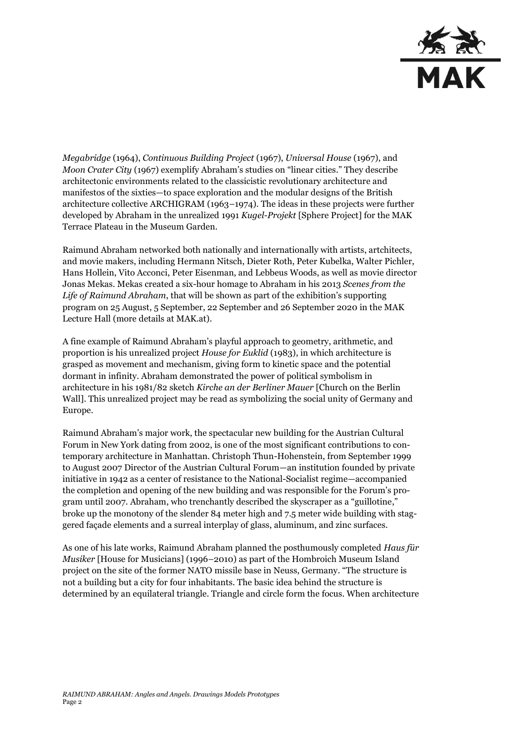*Megabridge* (1964), *Continuous Building Project* (1967), *Universal House* (1967), and *Moon Crater City* (1967) exemplify Abraham's studies on "linear cities." They describe architectonic environments related to the classicistic revolutionary architecture and manifestos of the sixties—to space exploration and the modular designs of the British architecture collective ARCHIGRAM (1963–1974). The ideas in these projects were further developed by Abraham in the unrealized 1991 *Kugel-Projekt* [Sphere Project] for the MAK Terrace Plateau in the Museum Garden.

Raimund Abraham networked both nationally and internationally with artists, artchitects, and movie makers, including Hermann Nitsch, Dieter Roth, Peter Kubelka, Walter Pichler, Hans Hollein, Vito Acconci, Peter Eisenman, and Lebbeus Woods, as well as movie director Jonas Mekas. Mekas created a six-hour homage to Abraham in his 2013 *Scenes from the Life of Raimund Abraham*, that will be shown as part of the exhibition's supporting program on 25 August, 5 September, 22 September and 26 September 2020 in the MAK Lecture Hall (more details at MAK.at).

A fine example of Raimund Abraham's playful approach to geometry, arithmetic, and proportion is his unrealized project *House for Euklid* (1983), in which architecture is grasped as movement and mechanism, giving form to kinetic space and the potential dormant in infinity. Abraham demonstrated the power of political symbolism in architecture in his 1981/82 sketch *Kirche an der Berliner Mauer* [Church on the Berlin Wall]. This unrealized project may be read as symbolizing the social unity of Germany and Europe.

Raimund Abraham's major work, the spectacular new building for the Austrian Cultural Forum in New York dating from 2002, is one of the most significant contributions to contemporary architecture in Manhattan. Christoph Thun-Hohenstein, from September 1999 to August 2007 Director of the Austrian Cultural Forum—an institution founded by private initiative in 1942 as a center of resistance to the National-Socialist regime—accompanied the completion and opening of the new building and was responsible for the Forum's program until 2007. Abraham, who trenchantly described the skyscraper as a "guillotine," broke up the monotony of the slender 84 meter high and 7.5 meter wide building with staggered façade elements and a surreal interplay of glass, aluminum, and zinc surfaces.

As one of his late works, Raimund Abraham planned the posthumously completed *Haus für Musiker* [House for Musicians] (1996–2010) as part of the Hombroich Museum Island project on the site of the former NATO missile base in Neuss, Germany. "The structure is not a building but a city for four inhabitants. The basic idea behind the structure is determined by an equilateral triangle. Triangle and circle form the focus. When architecture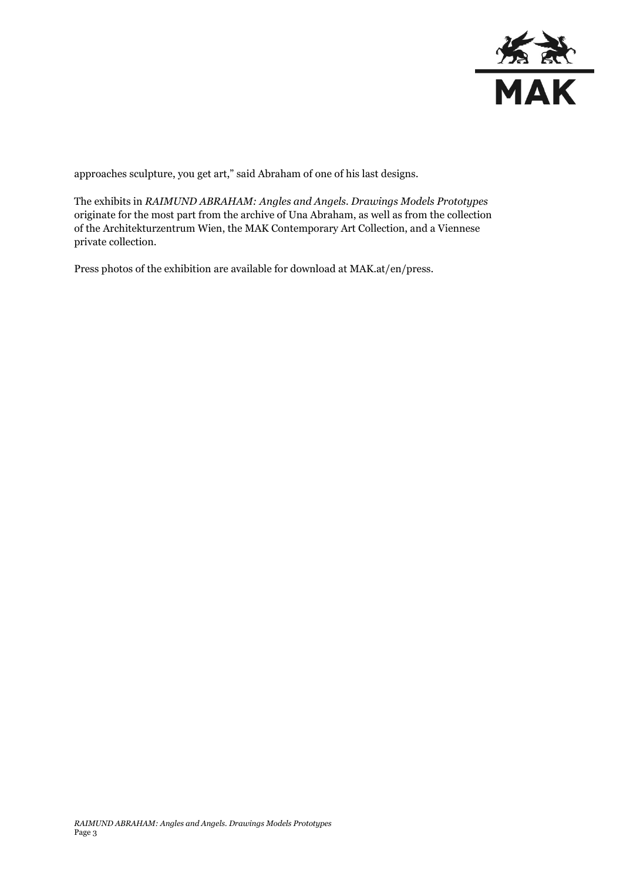approaches sculpture, you get art," said Abraham of one of his last designs.

The exhibits in *RAIMUND ABRAHAM: Angles and Angels. Drawings Models Prototypes* originate for the most part from the archive of Una Abraham, as well as from the collection of the Architekturzentrum Wien, the MAK Contemporary Art Collection, and a Viennese private collection.

Press photos of the exhibition are available for download at MAK.at/en/press.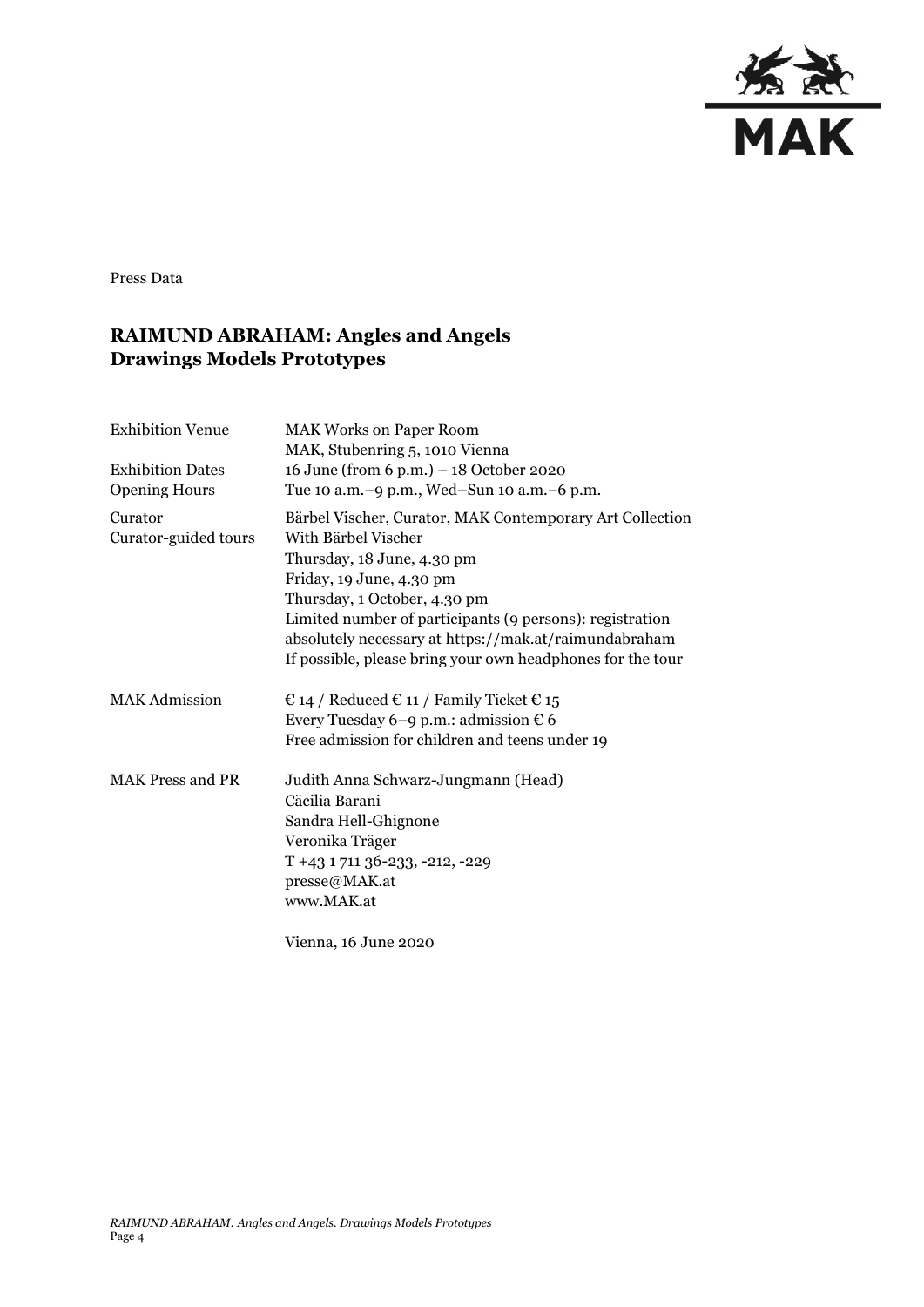Press Data

## RAIMUND ABRAHAM: Angles and Angels
## Drawings Models Prototypes

| | |
|---|---|
| Exhibition Venue | MAK Works on Paper Room<br>MAK, Stubenring 5, 1010 Vienna |
| Exhibition Dates | 16 June (from 6 p.m.) – 18 October 2020 |
| Opening Hours | Tue 10 a.m.–9 p.m., Wed–Sun 10 a.m.–6 p.m. |
| Curator | Bärbel Vischer, Curator, MAK Contemporary Art Collection |
| Curator-guided tours | With Bärbel Vischer<br>Thursday, 18 June, 4.30 pm<br>Friday, 19 June, 4.30 pm<br>Thursday, 1 October, 4.30 pm<br>Limited number of participants (9 persons): registration absolutely necessary at https://mak.at/raimundabraham<br>If possible, please bring your own headphones for the tour |
| MAK Admission | € 14 / Reduced € 11 / Family Ticket € 15<br>Every Tuesday 6–9 p.m.: admission € 6<br>Free admission for children and teens under 19 |
| MAK Press and PR | Judith Anna Schwarz-Jungmann (Head)<br>Cäcilia Barani<br>Sandra Hell-Ghignone<br>Veronika Träger<br>T +43 1 711 36-233, -212, -229<br>presse@MAK.at<br>www.MAK.at |

Vienna, 16 June 2020